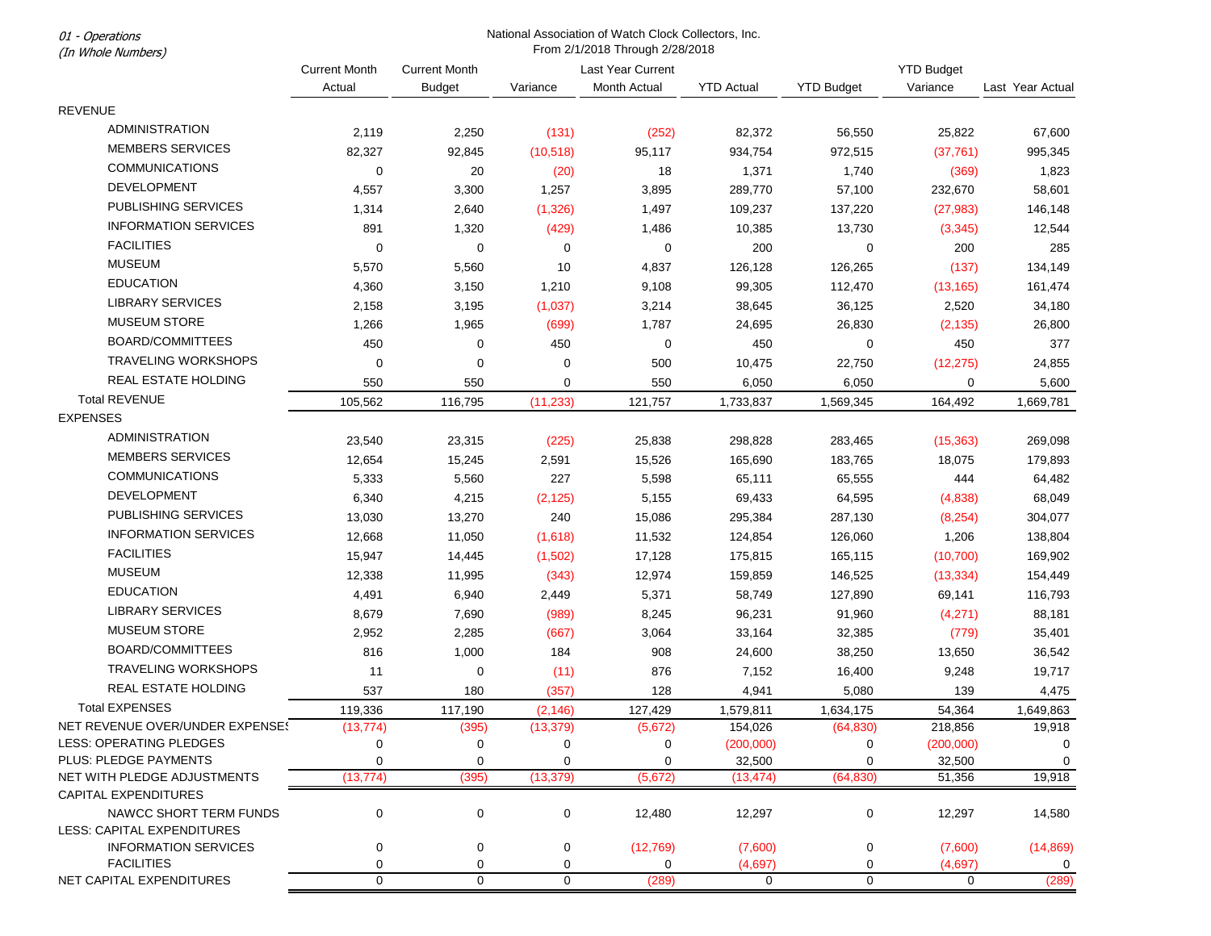01 - Operations
(In Whole Numbers)

National Association of Watch Clock Collectors, Inc.
From 2/1/2018 Through 2/28/2018

| | Current Month Actual | Current Month Budget | Variance | Last Year Current Month Actual | YTD Actual | YTD Budget | YTD Budget Variance | Last Year Actual |
|---|---|---|---|---|---|---|---|---|
| REVENUE | | | | | | | | |
| ADMINISTRATION | 2,119 | 2,250 | (131) | (252) | 82,372 | 56,550 | 25,822 | 67,600 |
| MEMBERS SERVICES | 82,327 | 92,845 | (10,518) | 95,117 | 934,754 | 972,515 | (37,761) | 995,345 |
| COMMUNICATIONS | 0 | 20 | (20) | 18 | 1,371 | 1,740 | (369) | 1,823 |
| DEVELOPMENT | 4,557 | 3,300 | 1,257 | 3,895 | 289,770 | 57,100 | 232,670 | 58,601 |
| PUBLISHING SERVICES | 1,314 | 2,640 | (1,326) | 1,497 | 109,237 | 137,220 | (27,983) | 146,148 |
| INFORMATION SERVICES | 891 | 1,320 | (429) | 1,486 | 10,385 | 13,730 | (3,345) | 12,544 |
| FACILITIES | 0 | 0 | 0 | 0 | 200 | 0 | 200 | 285 |
| MUSEUM | 5,570 | 5,560 | 10 | 4,837 | 126,128 | 126,265 | (137) | 134,149 |
| EDUCATION | 4,360 | 3,150 | 1,210 | 9,108 | 99,305 | 112,470 | (13,165) | 161,474 |
| LIBRARY SERVICES | 2,158 | 3,195 | (1,037) | 3,214 | 38,645 | 36,125 | 2,520 | 34,180 |
| MUSEUM STORE | 1,266 | 1,965 | (699) | 1,787 | 24,695 | 26,830 | (2,135) | 26,800 |
| BOARD/COMMITTEES | 450 | 0 | 450 | 0 | 450 | 0 | 450 | 377 |
| TRAVELING WORKSHOPS | 0 | 0 | 0 | 500 | 10,475 | 22,750 | (12,275) | 24,855 |
| REAL ESTATE HOLDING | 550 | 550 | 0 | 550 | 6,050 | 6,050 | 0 | 5,600 |
| Total REVENUE | 105,562 | 116,795 | (11,233) | 121,757 | 1,733,837 | 1,569,345 | 164,492 | 1,669,781 |
| EXPENSES | | | | | | | | |
| ADMINISTRATION | 23,540 | 23,315 | (225) | 25,838 | 298,828 | 283,465 | (15,363) | 269,098 |
| MEMBERS SERVICES | 12,654 | 15,245 | 2,591 | 15,526 | 165,690 | 183,765 | 18,075 | 179,893 |
| COMMUNICATIONS | 5,333 | 5,560 | 227 | 5,598 | 65,111 | 65,555 | 444 | 64,482 |
| DEVELOPMENT | 6,340 | 4,215 | (2,125) | 5,155 | 69,433 | 64,595 | (4,838) | 68,049 |
| PUBLISHING SERVICES | 13,030 | 13,270 | 240 | 15,086 | 295,384 | 287,130 | (8,254) | 304,077 |
| INFORMATION SERVICES | 12,668 | 11,050 | (1,618) | 11,532 | 124,854 | 126,060 | 1,206 | 138,804 |
| FACILITIES | 15,947 | 14,445 | (1,502) | 17,128 | 175,815 | 165,115 | (10,700) | 169,902 |
| MUSEUM | 12,338 | 11,995 | (343) | 12,974 | 159,859 | 146,525 | (13,334) | 154,449 |
| EDUCATION | 4,491 | 6,940 | 2,449 | 5,371 | 58,749 | 127,890 | 69,141 | 116,793 |
| LIBRARY SERVICES | 8,679 | 7,690 | (989) | 8,245 | 96,231 | 91,960 | (4,271) | 88,181 |
| MUSEUM STORE | 2,952 | 2,285 | (667) | 3,064 | 33,164 | 32,385 | (779) | 35,401 |
| BOARD/COMMITTEES | 816 | 1,000 | 184 | 908 | 24,600 | 38,250 | 13,650 | 36,542 |
| TRAVELING WORKSHOPS | 11 | 0 | (11) | 876 | 7,152 | 16,400 | 9,248 | 19,717 |
| REAL ESTATE HOLDING | 537 | 180 | (357) | 128 | 4,941 | 5,080 | 139 | 4,475 |
| Total EXPENSES | 119,336 | 117,190 | (2,146) | 127,429 | 1,579,811 | 1,634,175 | 54,364 | 1,649,863 |
| NET REVENUE OVER/UNDER EXPENSES | (13,774) | (395) | (13,379) | (5,672) | 154,026 | (64,830) | 218,856 | 19,918 |
| LESS: OPERATING PLEDGES | 0 | 0 | 0 | 0 | (200,000) | 0 | (200,000) | 0 |
| PLUS: PLEDGE PAYMENTS | 0 | 0 | 0 | 0 | 32,500 | 0 | 32,500 | 0 |
| NET WITH PLEDGE ADJUSTMENTS | (13,774) | (395) | (13,379) | (5,672) | (13,474) | (64,830) | 51,356 | 19,918 |
| CAPITAL EXPENDITURES | | | | | | | | |
| NAWCC SHORT TERM FUNDS | 0 | 0 | 0 | 12,480 | 12,297 | 0 | 12,297 | 14,580 |
| LESS: CAPITAL EXPENDITURES | | | | | | | | |
| INFORMATION SERVICES | 0 | 0 | 0 | (12,769) | (7,600) | 0 | (7,600) | (14,869) |
| FACILITIES | 0 | 0 | 0 | 0 | (4,697) | 0 | (4,697) | 0 |
| NET CAPITAL EXPENDITURES | 0 | 0 | 0 | (289) | 0 | 0 | 0 | (289) |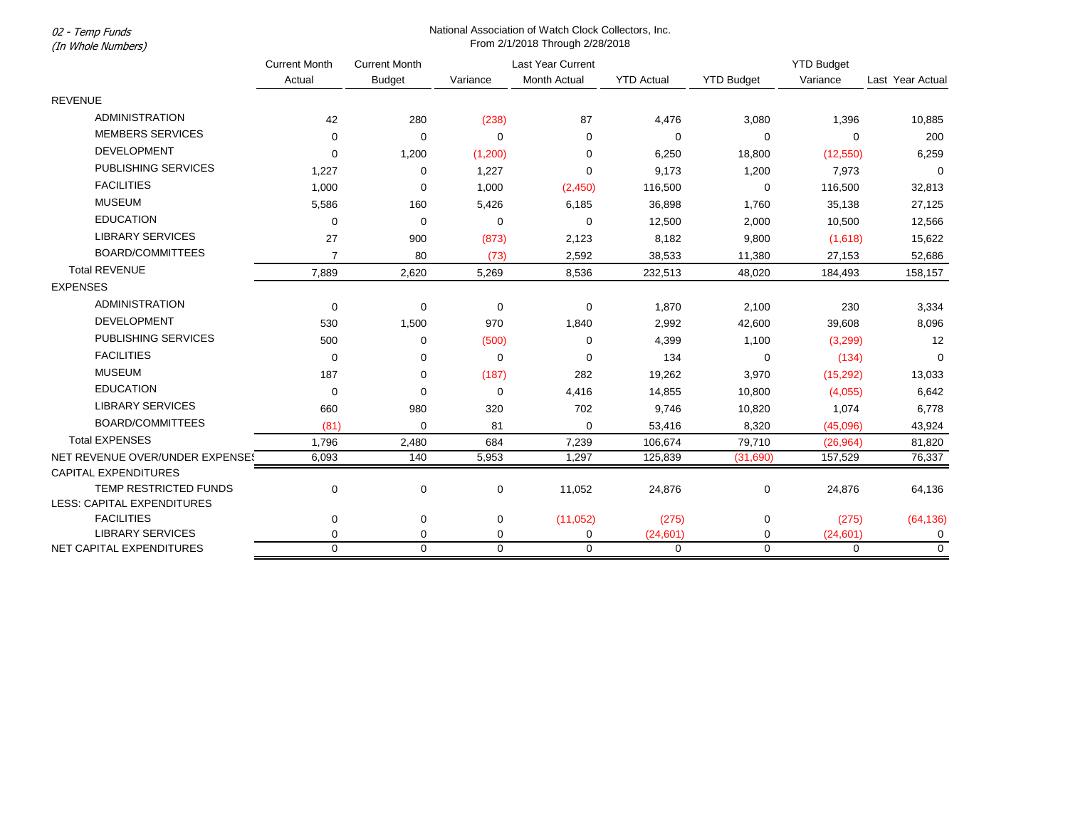*02 - Temp Funds*
*(In Whole Numbers)*

National Association of Watch Clock Collectors, Inc.
From 2/1/2018 Through 2/28/2018

| | Current Month Actual | Current Month Budget | Variance | Last Year Current Month Actual | YTD Actual | YTD Budget | YTD Budget Variance | Last Year Actual |
|---|---|---|---|---|---|---|---|---|
| REVENUE | | | | | | | | |
| ADMINISTRATION | 42 | 280 | (238) | 87 | 4,476 | 3,080 | 1,396 | 10,885 |
| MEMBERS SERVICES | 0 | 0 | 0 | 0 | 0 | 0 | 0 | 200 |
| DEVELOPMENT | 0 | 1,200 | (1,200) | 0 | 6,250 | 18,800 | (12,550) | 6,259 |
| PUBLISHING SERVICES | 1,227 | 0 | 1,227 | 0 | 9,173 | 1,200 | 7,973 | 0 |
| FACILITIES | 1,000 | 0 | 1,000 | (2,450) | 116,500 | 0 | 116,500 | 32,813 |
| MUSEUM | 5,586 | 160 | 5,426 | 6,185 | 36,898 | 1,760 | 35,138 | 27,125 |
| EDUCATION | 0 | 0 | 0 | 0 | 12,500 | 2,000 | 10,500 | 12,566 |
| LIBRARY SERVICES | 27 | 900 | (873) | 2,123 | 8,182 | 9,800 | (1,618) | 15,622 |
| BOARD/COMMITTEES | 7 | 80 | (73) | 2,592 | 38,533 | 11,380 | 27,153 | 52,686 |
| Total REVENUE | 7,889 | 2,620 | 5,269 | 8,536 | 232,513 | 48,020 | 184,493 | 158,157 |
| EXPENSES | | | | | | | | |
| ADMINISTRATION | 0 | 0 | 0 | 0 | 1,870 | 2,100 | 230 | 3,334 |
| DEVELOPMENT | 530 | 1,500 | 970 | 1,840 | 2,992 | 42,600 | 39,608 | 8,096 |
| PUBLISHING SERVICES | 500 | 0 | (500) | 0 | 4,399 | 1,100 | (3,299) | 12 |
| FACILITIES | 0 | 0 | 0 | 0 | 134 | 0 | (134) | 0 |
| MUSEUM | 187 | 0 | (187) | 282 | 19,262 | 3,970 | (15,292) | 13,033 |
| EDUCATION | 0 | 0 | 0 | 4,416 | 14,855 | 10,800 | (4,055) | 6,642 |
| LIBRARY SERVICES | 660 | 980 | 320 | 702 | 9,746 | 10,820 | 1,074 | 6,778 |
| BOARD/COMMITTEES | (81) | 0 | 81 | 0 | 53,416 | 8,320 | (45,096) | 43,924 |
| Total EXPENSES | 1,796 | 2,480 | 684 | 7,239 | 106,674 | 79,710 | (26,964) | 81,820 |
| NET REVENUE OVER/UNDER EXPENSES | 6,093 | 140 | 5,953 | 1,297 | 125,839 | (31,690) | 157,529 | 76,337 |
| CAPITAL EXPENDITURES | | | | | | | | |
| TEMP RESTRICTED FUNDS | 0 | 0 | 0 | 11,052 | 24,876 | 0 | 24,876 | 64,136 |
| LESS: CAPITAL EXPENDITURES | | | | | | | | |
| FACILITIES | 0 | 0 | 0 | (11,052) | (275) | 0 | (275) | (64,136) |
| LIBRARY SERVICES | 0 | 0 | 0 | 0 | (24,601) | 0 | (24,601) | 0 |
| NET CAPITAL EXPENDITURES | 0 | 0 | 0 | 0 | 0 | 0 | 0 | 0 |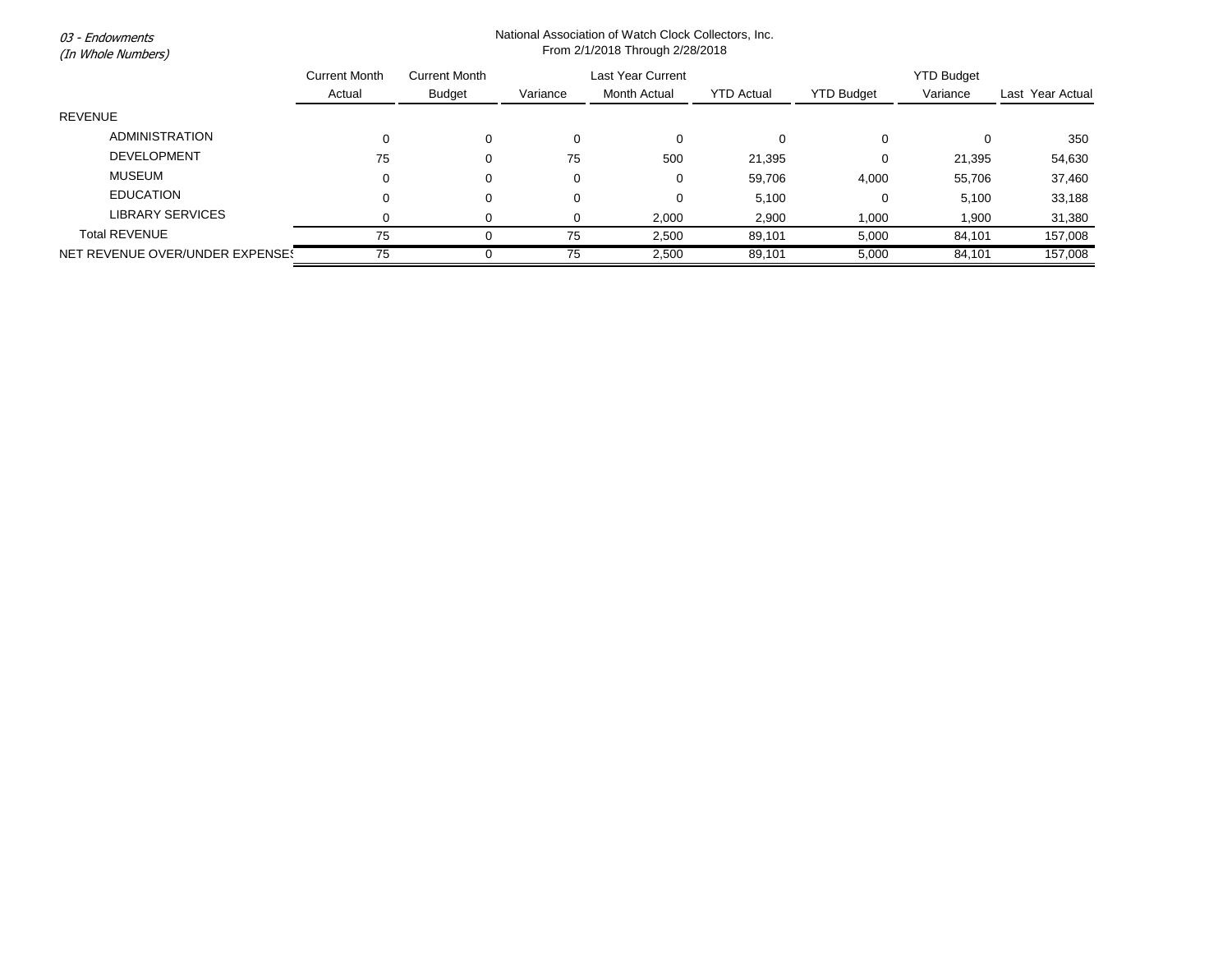*03 - Endowments*
*(In Whole Numbers)*

National Association of Watch Clock Collectors, Inc.
From 2/1/2018 Through 2/28/2018

| | Current Month Actual | Current Month Budget | Variance | Last Year Current Month Actual | YTD Actual | YTD Budget | YTD Budget Variance | Last Year Actual |
|---|---|---|---|---|---|---|---|---|
| REVENUE | | | | | | | | |
| ADMINISTRATION | 0 | 0 | 0 | 0 | 0 | 0 | 0 | 350 |
| DEVELOPMENT | 75 | 0 | 75 | 500 | 21,395 | 0 | 21,395 | 54,630 |
| MUSEUM | 0 | 0 | 0 | 0 | 59,706 | 4,000 | 55,706 | 37,460 |
| EDUCATION | 0 | 0 | 0 | 0 | 5,100 | 0 | 5,100 | 33,188 |
| LIBRARY SERVICES | 0 | 0 | 0 | 2,000 | 2,900 | 1,000 | 1,900 | 31,380 |
| Total REVENUE | 75 | 0 | 75 | 2,500 | 89,101 | 5,000 | 84,101 | 157,008 |
| NET REVENUE OVER/UNDER EXPENSES | 75 | 0 | 75 | 2,500 | 89,101 | 5,000 | 84,101 | 157,008 |